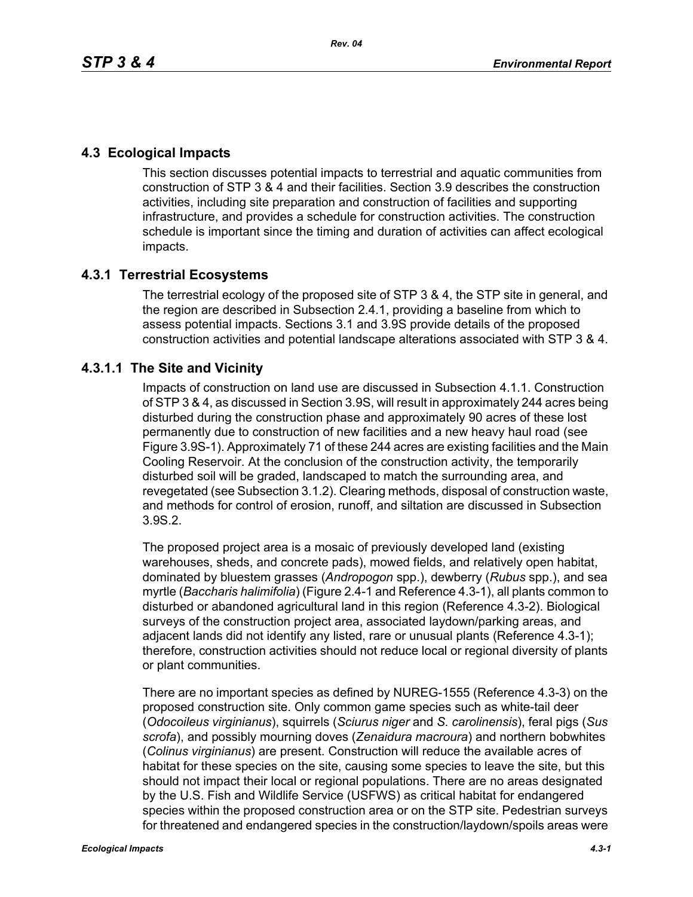## 4.3 Ecological Impacts

This section discusses potential impacts to terrestrial and aquatic communities from construction of STP 3 & 4 and their facilities. Section 3.9 describes the construction activities, including site preparation and construction of facilities and supporting infrastructure, and provides a schedule for construction activities. The construction schedule is important since the timing and duration of activities can affect ecological impacts.

### 4.3.1 Terrestrial Ecosystems

The terrestrial ecology of the proposed site of STP 3 & 4, the STP site in general, and the region are described in Subsection 2.4.1, providing a baseline from which to assess potential impacts. Sections 3.1 and 3.9S provide details of the proposed construction activities and potential landscape alterations associated with STP 3 & 4.

#### 4.3.1.1 The Site and Vicinity

Impacts of construction on land use are discussed in Subsection 4.1.1. Construction of STP 3 & 4, as discussed in Section 3.9S, will result in approximately 244 acres being disturbed during the construction phase and approximately 90 acres of these lost permanently due to construction of new facilities and a new heavy haul road (see Figure 3.9S-1). Approximately 71 of these 244 acres are existing facilities and the Main Cooling Reservoir. At the conclusion of the construction activity, the temporarily disturbed soil will be graded, landscaped to match the surrounding area, and revegetated (see Subsection 3.1.2). Clearing methods, disposal of construction waste, and methods for control of erosion, runoff, and siltation are discussed in Subsection 3.9S.2.

The proposed project area is a mosaic of previously developed land (existing warehouses, sheds, and concrete pads), mowed fields, and relatively open habitat, dominated by bluestem grasses (*Andropogon* spp.), dewberry (*Rubus* spp.), and sea myrtle (*Baccharis halimifolia*) (Figure 2.4-1 and Reference 4.3-1), all plants common to disturbed or abandoned agricultural land in this region (Reference 4.3-2). Biological surveys of the construction project area, associated laydown/parking areas, and adjacent lands did not identify any listed, rare or unusual plants (Reference 4.3-1); therefore, construction activities should not reduce local or regional diversity of plants or plant communities.

There are no important species as defined by NUREG-1555 (Reference 4.3-3) on the proposed construction site. Only common game species such as white-tail deer (*Odocoileus virginianus*), squirrels (*Sciurus niger* and *S. carolinensis*), feral pigs (*Sus scrofa*), and possibly mourning doves (*Zenaidura macroura*) and northern bobwhites (*Colinus virginianus*) are present. Construction will reduce the available acres of habitat for these species on the site, causing some species to leave the site, but this should not impact their local or regional populations. There are no areas designated by the U.S. Fish and Wildlife Service (USFWS) as critical habitat for endangered species within the proposed construction area or on the STP site. Pedestrian surveys for threatened and endangered species in the construction/laydown/spoils areas were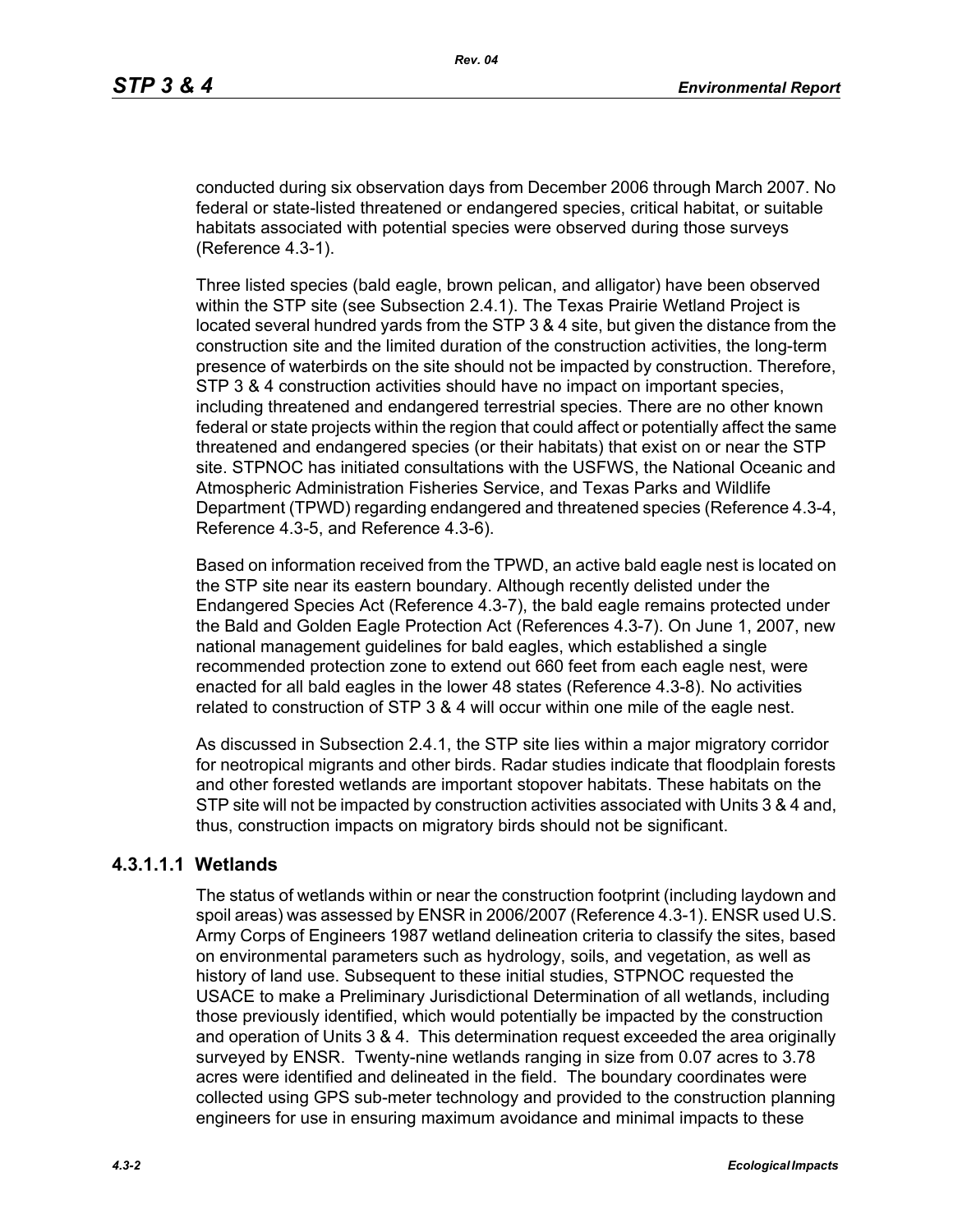conducted during six observation days from December 2006 through March 2007. No federal or state-listed threatened or endangered species, critical habitat, or suitable habitats associated with potential species were observed during those surveys (Reference 4.3-1).

Three listed species (bald eagle, brown pelican, and alligator) have been observed within the STP site (see Subsection 2.4.1). The Texas Prairie Wetland Project is located several hundred yards from the STP 3 & 4 site, but given the distance from the construction site and the limited duration of the construction activities, the long-term presence of waterbirds on the site should not be impacted by construction. Therefore, STP 3 & 4 construction activities should have no impact on important species, including threatened and endangered terrestrial species. There are no other known federal or state projects within the region that could affect or potentially affect the same threatened and endangered species (or their habitats) that exist on or near the STP site. STPNOC has initiated consultations with the USFWS, the National Oceanic and Atmospheric Administration Fisheries Service, and Texas Parks and Wildlife Department (TPWD) regarding endangered and threatened species (Reference 4.3-4, Reference 4.3-5, and Reference 4.3-6).

Based on information received from the TPWD, an active bald eagle nest is located on the STP site near its eastern boundary. Although recently delisted under the Endangered Species Act (Reference 4.3-7), the bald eagle remains protected under the Bald and Golden Eagle Protection Act (References 4.3-7). On June 1, 2007, new national management guidelines for bald eagles, which established a single recommended protection zone to extend out 660 feet from each eagle nest, were enacted for all bald eagles in the lower 48 states (Reference 4.3-8). No activities related to construction of STP 3 & 4 will occur within one mile of the eagle nest.

As discussed in Subsection 2.4.1, the STP site lies within a major migratory corridor for neotropical migrants and other birds. Radar studies indicate that floodplain forests and other forested wetlands are important stopover habitats. These habitats on the STP site will not be impacted by construction activities associated with Units 3 & 4 and, thus, construction impacts on migratory birds should not be significant.

#### 4.3.1.1.1 Wetlands

The status of wetlands within or near the construction footprint (including laydown and spoil areas) was assessed by ENSR in 2006/2007 (Reference 4.3-1). ENSR used U.S. Army Corps of Engineers 1987 wetland delineation criteria to classify the sites, based on environmental parameters such as hydrology, soils, and vegetation, as well as history of land use. Subsequent to these initial studies, STPNOC requested the USACE to make a Preliminary Jurisdictional Determination of all wetlands, including those previously identified, which would potentially be impacted by the construction and operation of Units 3 & 4. This determination request exceeded the area originally surveyed by ENSR. Twenty-nine wetlands ranging in size from 0.07 acres to 3.78 acres were identified and delineated in the field. The boundary coordinates were collected using GPS sub-meter technology and provided to the construction planning engineers for use in ensuring maximum avoidance and minimal impacts to these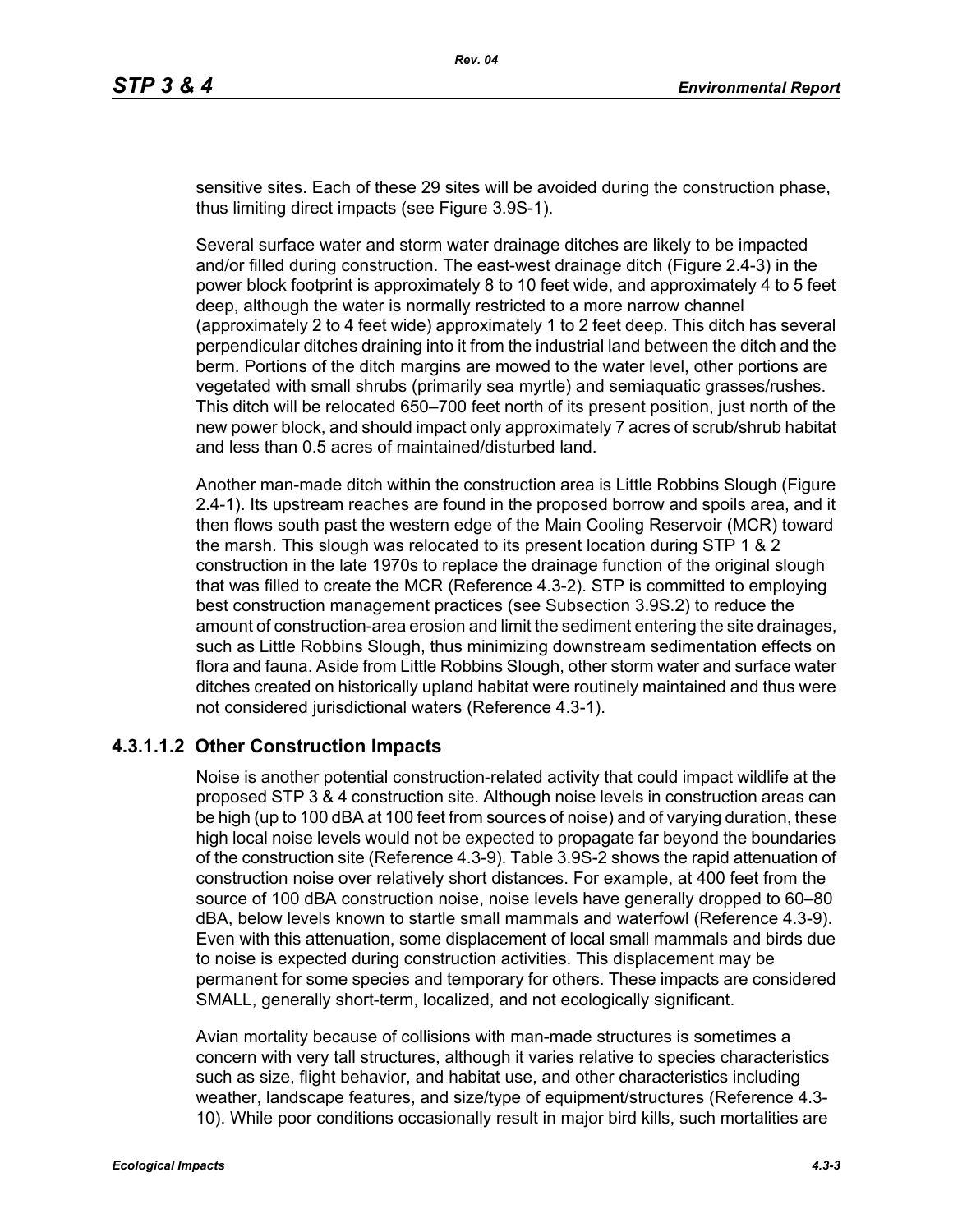sensitive sites. Each of these 29 sites will be avoided during the construction phase, thus limiting direct impacts (see Figure 3.9S-1).

Several surface water and storm water drainage ditches are likely to be impacted and/or filled during construction. The east-west drainage ditch (Figure 2.4-3) in the power block footprint is approximately 8 to 10 feet wide, and approximately 4 to 5 feet deep, although the water is normally restricted to a more narrow channel (approximately 2 to 4 feet wide) approximately 1 to 2 feet deep. This ditch has several perpendicular ditches draining into it from the industrial land between the ditch and the berm. Portions of the ditch margins are mowed to the water level, other portions are vegetated with small shrubs (primarily sea myrtle) and semiaquatic grasses/rushes. This ditch will be relocated 650–700 feet north of its present position, just north of the new power block, and should impact only approximately 7 acres of scrub/shrub habitat and less than 0.5 acres of maintained/disturbed land.

Another man-made ditch within the construction area is Little Robbins Slough (Figure 2.4-1). Its upstream reaches are found in the proposed borrow and spoils area, and it then flows south past the western edge of the Main Cooling Reservoir (MCR) toward the marsh. This slough was relocated to its present location during STP 1 & 2 construction in the late 1970s to replace the drainage function of the original slough that was filled to create the MCR (Reference 4.3-2). STP is committed to employing best construction management practices (see Subsection 3.9S.2) to reduce the amount of construction-area erosion and limit the sediment entering the site drainages, such as Little Robbins Slough, thus minimizing downstream sedimentation effects on flora and fauna. Aside from Little Robbins Slough, other storm water and surface water ditches created on historically upland habitat were routinely maintained and thus were not considered jurisdictional waters (Reference 4.3-1).

### 4.3.1.1.2 Other Construction Impacts

Noise is another potential construction-related activity that could impact wildlife at the proposed STP 3 & 4 construction site. Although noise levels in construction areas can be high (up to 100 dBA at 100 feet from sources of noise) and of varying duration, these high local noise levels would not be expected to propagate far beyond the boundaries of the construction site (Reference 4.3-9). Table 3.9S-2 shows the rapid attenuation of construction noise over relatively short distances. For example, at 400 feet from the source of 100 dBA construction noise, noise levels have generally dropped to 60–80 dBA, below levels known to startle small mammals and waterfowl (Reference 4.3-9). Even with this attenuation, some displacement of local small mammals and birds due to noise is expected during construction activities. This displacement may be permanent for some species and temporary for others. These impacts are considered SMALL, generally short-term, localized, and not ecologically significant.

Avian mortality because of collisions with man-made structures is sometimes a concern with very tall structures, although it varies relative to species characteristics such as size, flight behavior, and habitat use, and other characteristics including weather, landscape features, and size/type of equipment/structures (Reference 4.3-10). While poor conditions occasionally result in major bird kills, such mortalities are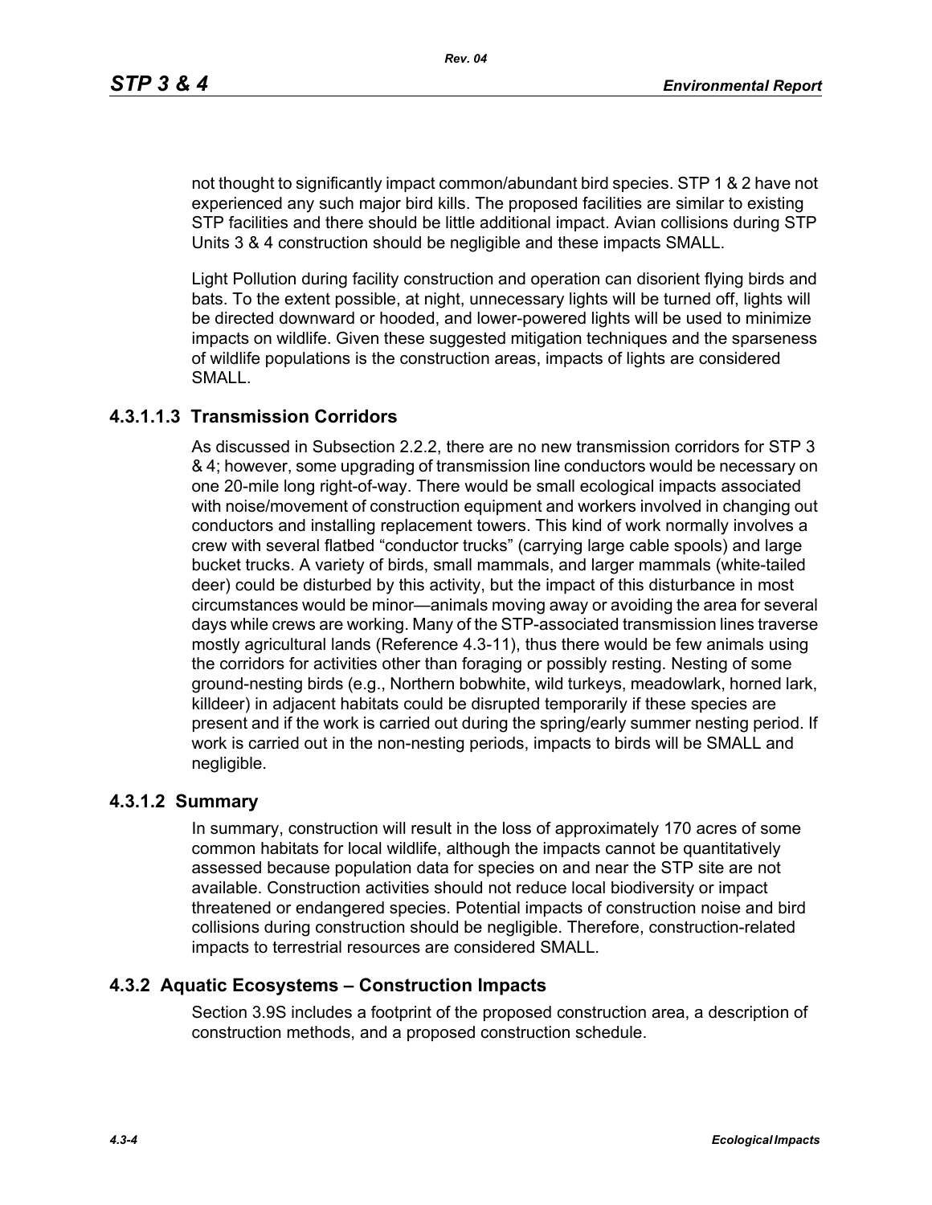not thought to significantly impact common/abundant bird species. STP 1 & 2 have not experienced any such major bird kills. The proposed facilities are similar to existing STP facilities and there should be little additional impact. Avian collisions during STP Units 3 & 4 construction should be negligible and these impacts SMALL.

Light Pollution during facility construction and operation can disorient flying birds and bats. To the extent possible, at night, unnecessary lights will be turned off, lights will be directed downward or hooded, and lower-powered lights will be used to minimize impacts on wildlife. Given these suggested mitigation techniques and the sparseness of wildlife populations is the construction areas, impacts of lights are considered SMALL.

#### 4.3.1.1.3 Transmission Corridors

As discussed in Subsection 2.2.2, there are no new transmission corridors for STP 3 & 4; however, some upgrading of transmission line conductors would be necessary on one 20-mile long right-of-way. There would be small ecological impacts associated with noise/movement of construction equipment and workers involved in changing out conductors and installing replacement towers. This kind of work normally involves a crew with several flatbed "conductor trucks" (carrying large cable spools) and large bucket trucks. A variety of birds, small mammals, and larger mammals (white-tailed deer) could be disturbed by this activity, but the impact of this disturbance in most circumstances would be minor—animals moving away or avoiding the area for several days while crews are working. Many of the STP-associated transmission lines traverse mostly agricultural lands (Reference 4.3-11), thus there would be few animals using the corridors for activities other than foraging or possibly resting. Nesting of some ground-nesting birds (e.g., Northern bobwhite, wild turkeys, meadowlark, horned lark, killdeer) in adjacent habitats could be disrupted temporarily if these species are present and if the work is carried out during the spring/early summer nesting period. If work is carried out in the non-nesting periods, impacts to birds will be SMALL and negligible.

### 4.3.1.2 Summary

In summary, construction will result in the loss of approximately 170 acres of some common habitats for local wildlife, although the impacts cannot be quantitatively assessed because population data for species on and near the STP site are not available. Construction activities should not reduce local biodiversity or impact threatened or endangered species. Potential impacts of construction noise and bird collisions during construction should be negligible. Therefore, construction-related impacts to terrestrial resources are considered SMALL.

## 4.3.2 Aquatic Ecosystems – Construction Impacts

Section 3.9S includes a footprint of the proposed construction area, a description of construction methods, and a proposed construction schedule.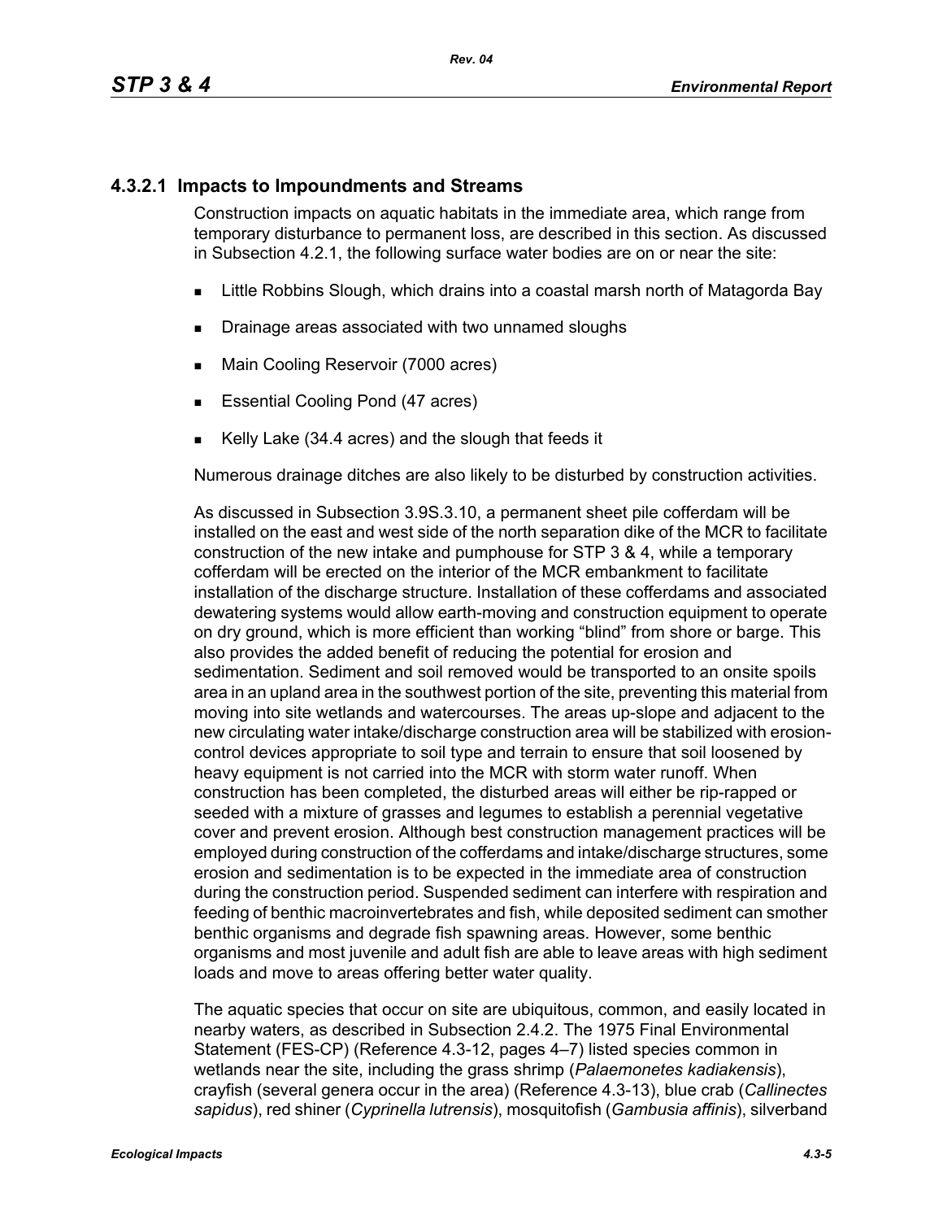### 4.3.2.1 Impacts to Impoundments and Streams

Construction impacts on aquatic habitats in the immediate area, which range from temporary disturbance to permanent loss, are described in this section. As discussed in Subsection 4.2.1, the following surface water bodies are on or near the site:

- Little Robbins Slough, which drains into a coastal marsh north of Matagorda Bay
- Drainage areas associated with two unnamed sloughs
- Main Cooling Reservoir (7000 acres)
- Essential Cooling Pond (47 acres)
- Kelly Lake (34.4 acres) and the slough that feeds it

Numerous drainage ditches are also likely to be disturbed by construction activities.

As discussed in Subsection 3.9S.3.10, a permanent sheet pile cofferdam will be installed on the east and west side of the north separation dike of the MCR to facilitate construction of the new intake and pumphouse for STP 3 & 4, while a temporary cofferdam will be erected on the interior of the MCR embankment to facilitate installation of the discharge structure. Installation of these cofferdams and associated dewatering systems would allow earth-moving and construction equipment to operate on dry ground, which is more efficient than working "blind" from shore or barge. This also provides the added benefit of reducing the potential for erosion and sedimentation. Sediment and soil removed would be transported to an onsite spoils area in an upland area in the southwest portion of the site, preventing this material from moving into site wetlands and watercourses. The areas up-slope and adjacent to the new circulating water intake/discharge construction area will be stabilized with erosion-control devices appropriate to soil type and terrain to ensure that soil loosened by heavy equipment is not carried into the MCR with storm water runoff. When construction has been completed, the disturbed areas will either be rip-rapped or seeded with a mixture of grasses and legumes to establish a perennial vegetative cover and prevent erosion. Although best construction management practices will be employed during construction of the cofferdams and intake/discharge structures, some erosion and sedimentation is to be expected in the immediate area of construction during the construction period. Suspended sediment can interfere with respiration and feeding of benthic macroinvertebrates and fish, while deposited sediment can smother benthic organisms and degrade fish spawning areas. However, some benthic organisms and most juvenile and adult fish are able to leave areas with high sediment loads and move to areas offering better water quality.

The aquatic species that occur on site are ubiquitous, common, and easily located in nearby waters, as described in Subsection 2.4.2. The 1975 Final Environmental Statement (FES-CP) (Reference 4.3-12, pages 4–7) listed species common in wetlands near the site, including the grass shrimp (*Palaemonetes kadiakensis*), crayfish (several genera occur in the area) (Reference 4.3-13), blue crab (*Callinectes sapidus*), red shiner (*Cyprinella lutrensis*), mosquitofish (*Gambusia affinis*), silverband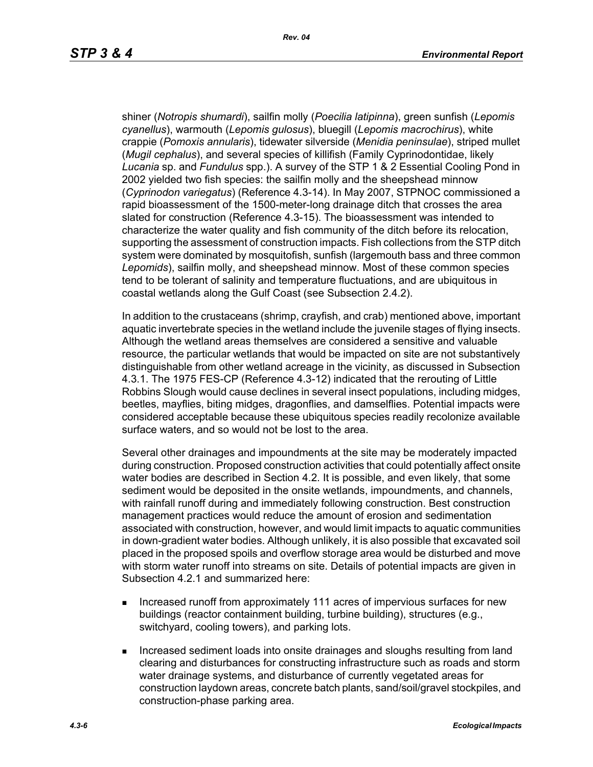shiner (*Notropis shumardi*), sailfin molly (*Poecilia latipinna*), green sunfish (*Lepomis cyanellus*), warmouth (*Lepomis gulosus*), bluegill (*Lepomis macrochirus*), white crappie (*Pomoxis annularis*), tidewater silverside (*Menidia peninsulae*), striped mullet (*Mugil cephalus*), and several species of killifish (Family Cyprinodontidae, likely *Lucania* sp. and *Fundulus* spp.). A survey of the STP 1 & 2 Essential Cooling Pond in 2002 yielded two fish species: the sailfin molly and the sheepshead minnow (*Cyprinodon variegatus*) (Reference 4.3-14). In May 2007, STPNOC commissioned a rapid bioassessment of the 1500-meter-long drainage ditch that crosses the area slated for construction (Reference 4.3-15). The bioassessment was intended to characterize the water quality and fish community of the ditch before its relocation, supporting the assessment of construction impacts. Fish collections from the STP ditch system were dominated by mosquitofish, sunfish (largemouth bass and three common *Lepomids*), sailfin molly, and sheepshead minnow. Most of these common species tend to be tolerant of salinity and temperature fluctuations, and are ubiquitous in coastal wetlands along the Gulf Coast (see Subsection 2.4.2).

In addition to the crustaceans (shrimp, crayfish, and crab) mentioned above, important aquatic invertebrate species in the wetland include the juvenile stages of flying insects. Although the wetland areas themselves are considered a sensitive and valuable resource, the particular wetlands that would be impacted on site are not substantively distinguishable from other wetland acreage in the vicinity, as discussed in Subsection 4.3.1. The 1975 FES-CP (Reference 4.3-12) indicated that the rerouting of Little Robbins Slough would cause declines in several insect populations, including midges, beetles, mayflies, biting midges, dragonflies, and damselflies. Potential impacts were considered acceptable because these ubiquitous species readily recolonize available surface waters, and so would not be lost to the area.

Several other drainages and impoundments at the site may be moderately impacted during construction. Proposed construction activities that could potentially affect onsite water bodies are described in Section 4.2. It is possible, and even likely, that some sediment would be deposited in the onsite wetlands, impoundments, and channels, with rainfall runoff during and immediately following construction. Best construction management practices would reduce the amount of erosion and sedimentation associated with construction, however, and would limit impacts to aquatic communities in down-gradient water bodies. Although unlikely, it is also possible that excavated soil placed in the proposed spoils and overflow storage area would be disturbed and move with storm water runoff into streams on site. Details of potential impacts are given in Subsection 4.2.1 and summarized here:

- Increased runoff from approximately 111 acres of impervious surfaces for new buildings (reactor containment building, turbine building), structures (e.g., switchyard, cooling towers), and parking lots.
- Increased sediment loads into onsite drainages and sloughs resulting from land clearing and disturbances for constructing infrastructure such as roads and storm water drainage systems, and disturbance of currently vegetated areas for construction laydown areas, concrete batch plants, sand/soil/gravel stockpiles, and construction-phase parking area.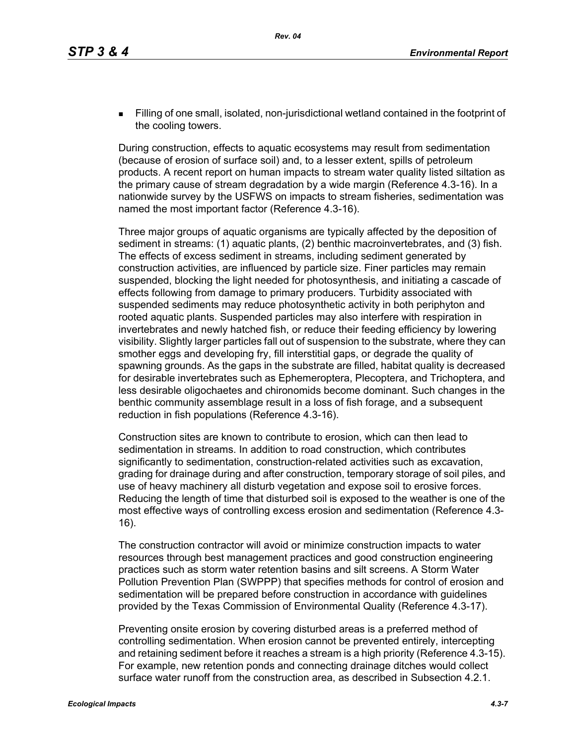- Filling of one small, isolated, non-jurisdictional wetland contained in the footprint of the cooling towers.

During construction, effects to aquatic ecosystems may result from sedimentation (because of erosion of surface soil) and, to a lesser extent, spills of petroleum products. A recent report on human impacts to stream water quality listed siltation as the primary cause of stream degradation by a wide margin (Reference 4.3-16). In a nationwide survey by the USFWS on impacts to stream fisheries, sedimentation was named the most important factor (Reference 4.3-16).

Three major groups of aquatic organisms are typically affected by the deposition of sediment in streams: (1) aquatic plants, (2) benthic macroinvertebrates, and (3) fish. The effects of excess sediment in streams, including sediment generated by construction activities, are influenced by particle size. Finer particles may remain suspended, blocking the light needed for photosynthesis, and initiating a cascade of effects following from damage to primary producers. Turbidity associated with suspended sediments may reduce photosynthetic activity in both periphyton and rooted aquatic plants. Suspended particles may also interfere with respiration in invertebrates and newly hatched fish, or reduce their feeding efficiency by lowering visibility. Slightly larger particles fall out of suspension to the substrate, where they can smother eggs and developing fry, fill interstitial gaps, or degrade the quality of spawning grounds. As the gaps in the substrate are filled, habitat quality is decreased for desirable invertebrates such as Ephemeroptera, Plecoptera, and Trichoptera, and less desirable oligochaetes and chironomids become dominant. Such changes in the benthic community assemblage result in a loss of fish forage, and a subsequent reduction in fish populations (Reference 4.3-16).

Construction sites are known to contribute to erosion, which can then lead to sedimentation in streams. In addition to road construction, which contributes significantly to sedimentation, construction-related activities such as excavation, grading for drainage during and after construction, temporary storage of soil piles, and use of heavy machinery all disturb vegetation and expose soil to erosive forces. Reducing the length of time that disturbed soil is exposed to the weather is one of the most effective ways of controlling excess erosion and sedimentation (Reference 4.3-16).

The construction contractor will avoid or minimize construction impacts to water resources through best management practices and good construction engineering practices such as storm water retention basins and silt screens. A Storm Water Pollution Prevention Plan (SWPPP) that specifies methods for control of erosion and sedimentation will be prepared before construction in accordance with guidelines provided by the Texas Commission of Environmental Quality (Reference 4.3-17).

Preventing onsite erosion by covering disturbed areas is a preferred method of controlling sedimentation. When erosion cannot be prevented entirely, intercepting and retaining sediment before it reaches a stream is a high priority (Reference 4.3-15). For example, new retention ponds and connecting drainage ditches would collect surface water runoff from the construction area, as described in Subsection 4.2.1.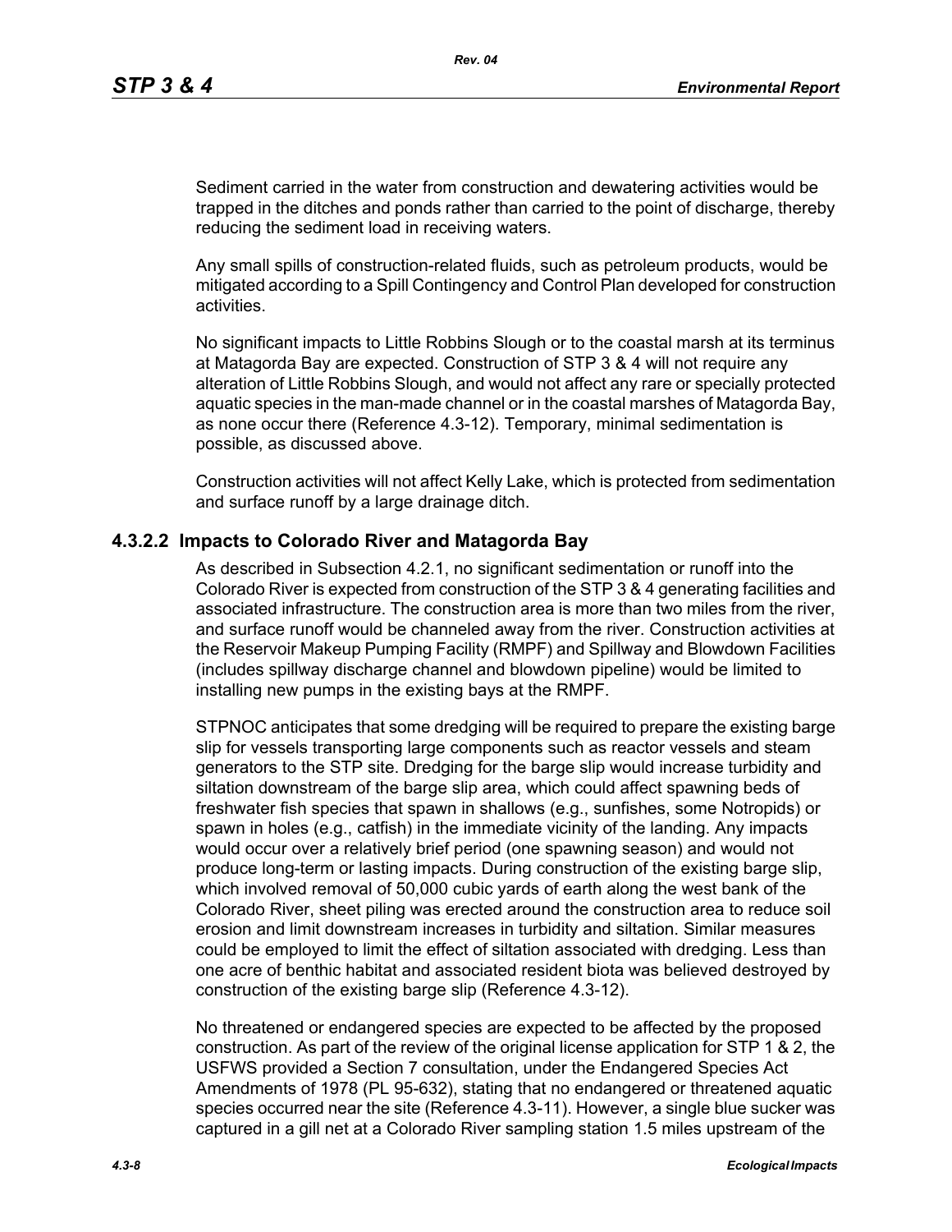Sediment carried in the water from construction and dewatering activities would be trapped in the ditches and ponds rather than carried to the point of discharge, thereby reducing the sediment load in receiving waters.

Any small spills of construction-related fluids, such as petroleum products, would be mitigated according to a Spill Contingency and Control Plan developed for construction activities.

No significant impacts to Little Robbins Slough or to the coastal marsh at its terminus at Matagorda Bay are expected. Construction of STP 3 & 4 will not require any alteration of Little Robbins Slough, and would not affect any rare or specially protected aquatic species in the man-made channel or in the coastal marshes of Matagorda Bay, as none occur there (Reference 4.3-12). Temporary, minimal sedimentation is possible, as discussed above.

Construction activities will not affect Kelly Lake, which is protected from sedimentation and surface runoff by a large drainage ditch.

### 4.3.2.2 Impacts to Colorado River and Matagorda Bay

As described in Subsection 4.2.1, no significant sedimentation or runoff into the Colorado River is expected from construction of the STP 3 & 4 generating facilities and associated infrastructure. The construction area is more than two miles from the river, and surface runoff would be channeled away from the river. Construction activities at the Reservoir Makeup Pumping Facility (RMPF) and Spillway and Blowdown Facilities (includes spillway discharge channel and blowdown pipeline) would be limited to installing new pumps in the existing bays at the RMPF.

STPNOC anticipates that some dredging will be required to prepare the existing barge slip for vessels transporting large components such as reactor vessels and steam generators to the STP site. Dredging for the barge slip would increase turbidity and siltation downstream of the barge slip area, which could affect spawning beds of freshwater fish species that spawn in shallows (e.g., sunfishes, some Notropids) or spawn in holes (e.g., catfish) in the immediate vicinity of the landing. Any impacts would occur over a relatively brief period (one spawning season) and would not produce long-term or lasting impacts. During construction of the existing barge slip, which involved removal of 50,000 cubic yards of earth along the west bank of the Colorado River, sheet piling was erected around the construction area to reduce soil erosion and limit downstream increases in turbidity and siltation. Similar measures could be employed to limit the effect of siltation associated with dredging. Less than one acre of benthic habitat and associated resident biota was believed destroyed by construction of the existing barge slip (Reference 4.3-12).

No threatened or endangered species are expected to be affected by the proposed construction. As part of the review of the original license application for STP 1 & 2, the USFWS provided a Section 7 consultation, under the Endangered Species Act Amendments of 1978 (PL 95-632), stating that no endangered or threatened aquatic species occurred near the site (Reference 4.3-11). However, a single blue sucker was captured in a gill net at a Colorado River sampling station 1.5 miles upstream of the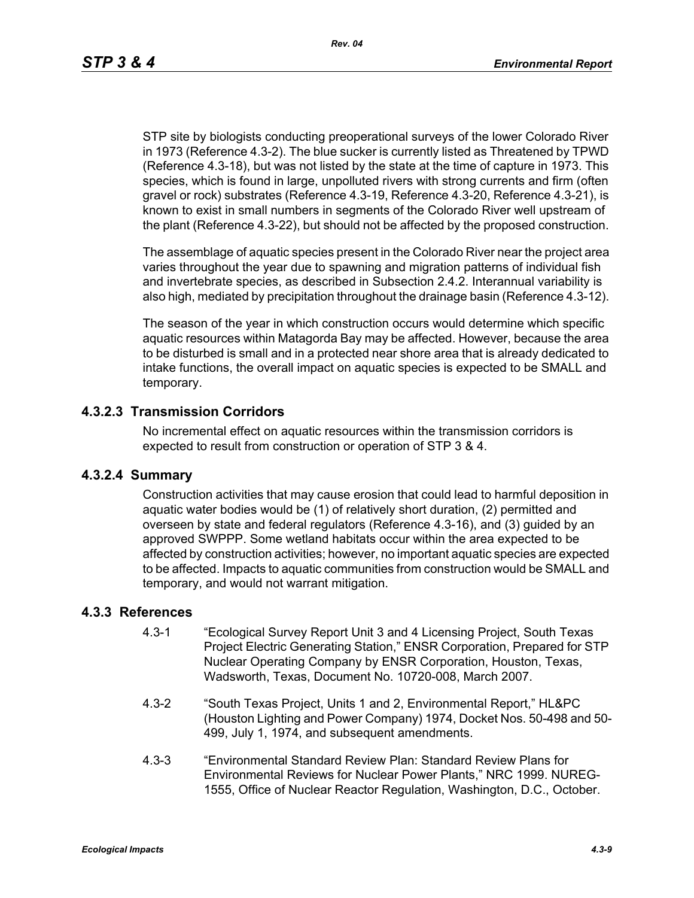STP site by biologists conducting preoperational surveys of the lower Colorado River in 1973 (Reference 4.3-2). The blue sucker is currently listed as Threatened by TPWD (Reference 4.3-18), but was not listed by the state at the time of capture in 1973. This species, which is found in large, unpolluted rivers with strong currents and firm (often gravel or rock) substrates (Reference 4.3-19, Reference 4.3-20, Reference 4.3-21), is known to exist in small numbers in segments of the Colorado River well upstream of the plant (Reference 4.3-22), but should not be affected by the proposed construction.

The assemblage of aquatic species present in the Colorado River near the project area varies throughout the year due to spawning and migration patterns of individual fish and invertebrate species, as described in Subsection 2.4.2. Interannual variability is also high, mediated by precipitation throughout the drainage basin (Reference 4.3-12).

The season of the year in which construction occurs would determine which specific aquatic resources within Matagorda Bay may be affected. However, because the area to be disturbed is small and in a protected near shore area that is already dedicated to intake functions, the overall impact on aquatic species is expected to be SMALL and temporary.

### 4.3.2.3 Transmission Corridors

No incremental effect on aquatic resources within the transmission corridors is expected to result from construction or operation of STP 3 & 4.

### 4.3.2.4 Summary

Construction activities that may cause erosion that could lead to harmful deposition in aquatic water bodies would be (1) of relatively short duration, (2) permitted and overseen by state and federal regulators (Reference 4.3-16), and (3) guided by an approved SWPPP. Some wetland habitats occur within the area expected to be affected by construction activities; however, no important aquatic species are expected to be affected. Impacts to aquatic communities from construction would be SMALL and temporary, and would not warrant mitigation.

## 4.3.3 References

4.3-1 "Ecological Survey Report Unit 3 and 4 Licensing Project, South Texas Project Electric Generating Station," ENSR Corporation, Prepared for STP Nuclear Operating Company by ENSR Corporation, Houston, Texas, Wadsworth, Texas, Document No. 10720-008, March 2007.

4.3-2 "South Texas Project, Units 1 and 2, Environmental Report," HL&PC (Houston Lighting and Power Company) 1974, Docket Nos. 50-498 and 50-499, July 1, 1974, and subsequent amendments.

4.3-3 "Environmental Standard Review Plan: Standard Review Plans for Environmental Reviews for Nuclear Power Plants," NRC 1999. NUREG-1555, Office of Nuclear Reactor Regulation, Washington, D.C., October.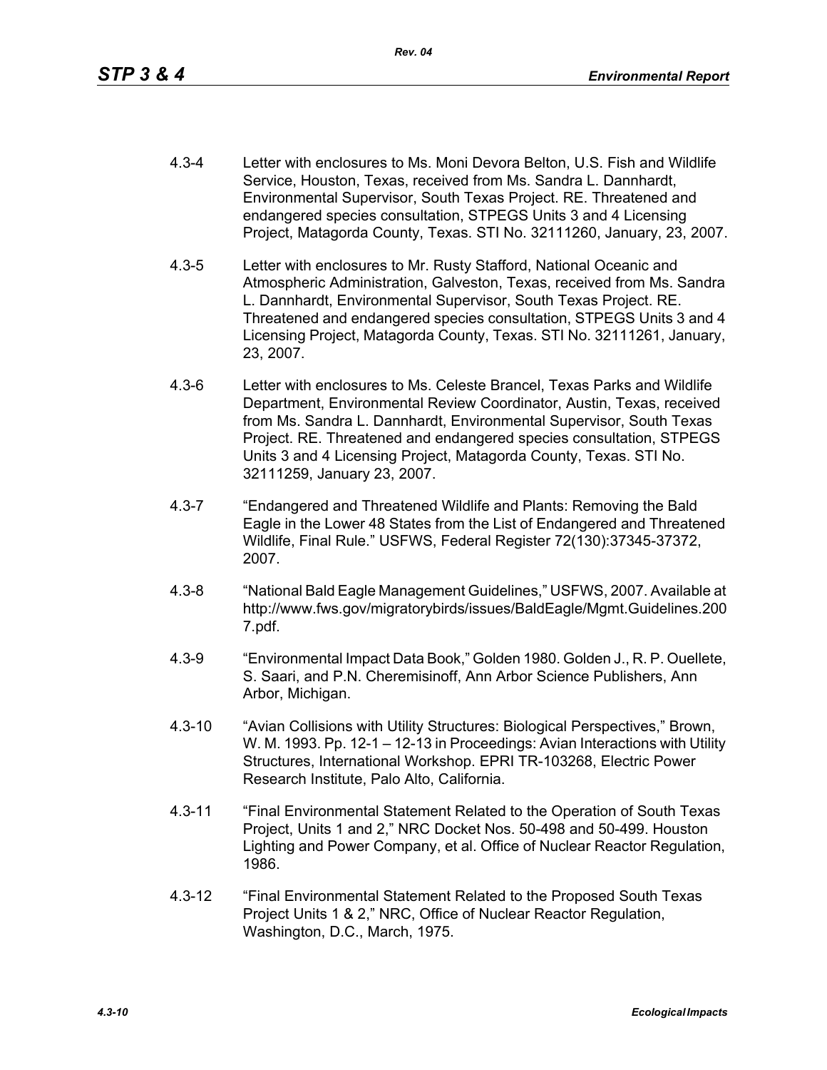4.3-4 Letter with enclosures to Ms. Moni Devora Belton, U.S. Fish and Wildlife Service, Houston, Texas, received from Ms. Sandra L. Dannhardt, Environmental Supervisor, South Texas Project. RE. Threatened and endangered species consultation, STPEGS Units 3 and 4 Licensing Project, Matagorda County, Texas. STI No. 32111260, January, 23, 2007.

4.3-5 Letter with enclosures to Mr. Rusty Stafford, National Oceanic and Atmospheric Administration, Galveston, Texas, received from Ms. Sandra L. Dannhardt, Environmental Supervisor, South Texas Project. RE. Threatened and endangered species consultation, STPEGS Units 3 and 4 Licensing Project, Matagorda County, Texas. STI No. 32111261, January, 23, 2007.

4.3-6 Letter with enclosures to Ms. Celeste Brancel, Texas Parks and Wildlife Department, Environmental Review Coordinator, Austin, Texas, received from Ms. Sandra L. Dannhardt, Environmental Supervisor, South Texas Project. RE. Threatened and endangered species consultation, STPEGS Units 3 and 4 Licensing Project, Matagorda County, Texas. STI No. 32111259, January 23, 2007.

4.3-7 "Endangered and Threatened Wildlife and Plants: Removing the Bald Eagle in the Lower 48 States from the List of Endangered and Threatened Wildlife, Final Rule." USFWS, Federal Register 72(130):37345-37372, 2007.

4.3-8 "National Bald Eagle Management Guidelines," USFWS, 2007. Available at http://www.fws.gov/migratorybirds/issues/BaldEagle/Mgmt.Guidelines.2007.pdf.

4.3-9 "Environmental Impact Data Book," Golden 1980. Golden J., R. P. Ouellete, S. Saari, and P.N. Cheremisinoff, Ann Arbor Science Publishers, Ann Arbor, Michigan.

4.3-10 "Avian Collisions with Utility Structures: Biological Perspectives," Brown, W. M. 1993. Pp. 12-1 – 12-13 in Proceedings: Avian Interactions with Utility Structures, International Workshop. EPRI TR-103268, Electric Power Research Institute, Palo Alto, California.

4.3-11 "Final Environmental Statement Related to the Operation of South Texas Project, Units 1 and 2," NRC Docket Nos. 50-498 and 50-499. Houston Lighting and Power Company, et al. Office of Nuclear Reactor Regulation, 1986.

4.3-12 "Final Environmental Statement Related to the Proposed South Texas Project Units 1 & 2," NRC, Office of Nuclear Reactor Regulation, Washington, D.C., March, 1975.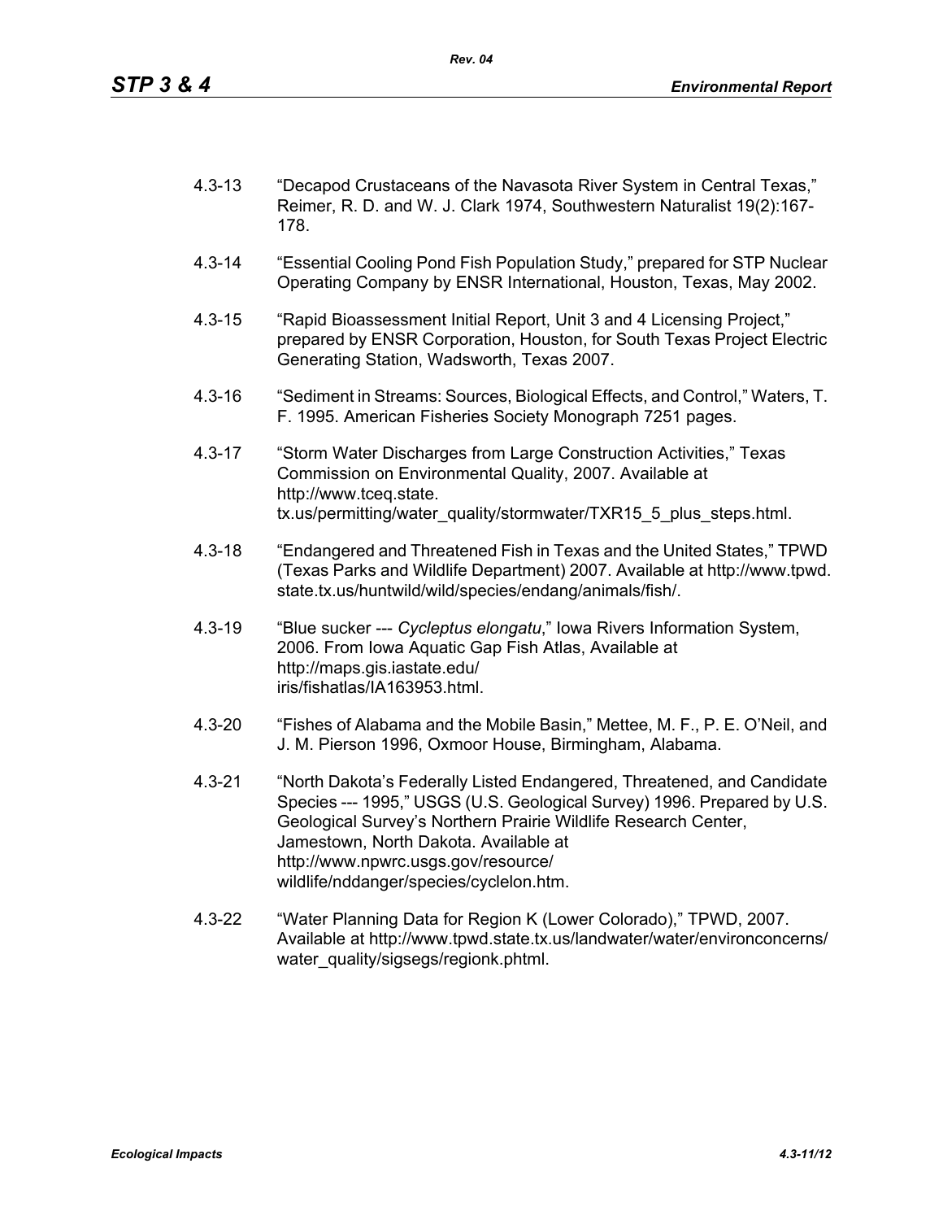4.3-13 "Decapod Crustaceans of the Navasota River System in Central Texas," Reimer, R. D. and W. J. Clark 1974, Southwestern Naturalist 19(2):167-178.

4.3-14 "Essential Cooling Pond Fish Population Study," prepared for STP Nuclear Operating Company by ENSR International, Houston, Texas, May 2002.

4.3-15 "Rapid Bioassessment Initial Report, Unit 3 and 4 Licensing Project," prepared by ENSR Corporation, Houston, for South Texas Project Electric Generating Station, Wadsworth, Texas 2007.

4.3-16 "Sediment in Streams: Sources, Biological Effects, and Control," Waters, T. F. 1995. American Fisheries Society Monograph 7251 pages.

4.3-17 "Storm Water Discharges from Large Construction Activities," Texas Commission on Environmental Quality, 2007. Available at http://www.tceq.state.tx.us/permitting/water_quality/stormwater/TXR15_5_plus_steps.html.

4.3-18 "Endangered and Threatened Fish in Texas and the United States," TPWD (Texas Parks and Wildlife Department) 2007. Available at http://www.tpwd.state.tx.us/huntwild/wild/species/endang/animals/fish/.

4.3-19 "Blue sucker --- *Cycleptus elongatu*," Iowa Rivers Information System, 2006. From Iowa Aquatic Gap Fish Atlas, Available at http://maps.gis.iastate.edu/iris/fishatlas/IA163953.html.

4.3-20 "Fishes of Alabama and the Mobile Basin," Mettee, M. F., P. E. O'Neil, and J. M. Pierson 1996, Oxmoor House, Birmingham, Alabama.

4.3-21 "North Dakota's Federally Listed Endangered, Threatened, and Candidate Species --- 1995," USGS (U.S. Geological Survey) 1996. Prepared by U.S. Geological Survey's Northern Prairie Wildlife Research Center, Jamestown, North Dakota. Available at http://www.npwrc.usgs.gov/resource/wildlife/nddanger/species/cyclelon.htm.

4.3-22 "Water Planning Data for Region K (Lower Colorado)," TPWD, 2007. Available at http://www.tpwd.state.tx.us/landwater/water/environconcerns/water_quality/sigsegs/regionk.phtml.